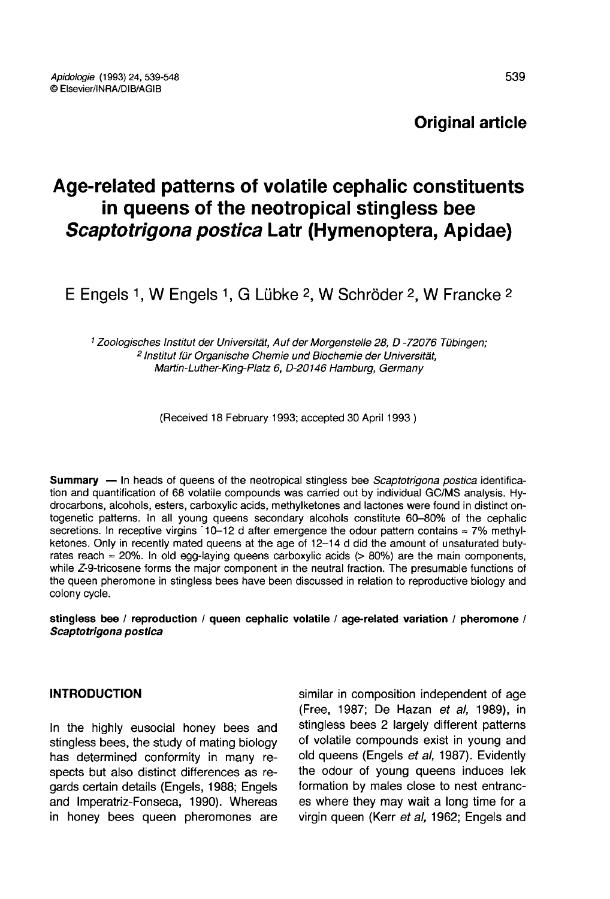**Original article**

# Age-related patterns of volatile cephalic constituents in queens of the neotropical stingless bee *Scaptotrigona postica* Latr (Hymenoptera, Apidae)

E Engels [1], W Engels [1], G Lübke [2], W Schröder [2], W Francke [2]

[1] *Zoologisches Institut der Universität, Auf der Morgenstelle 28, D -72076 Tübingen;*
[2] *Institut für Organische Chemie und Biochemie der Universität, Martin-Luther-King-Platz 6, D-20146 Hamburg, Germany*

(Received 18 February 1993; accepted 30 April 1993 )

**Summary** — In heads of queens of the neotropical stingless bee *Scaptotrigona postica* identification and quantification of 68 volatile compounds was carried out by individual GC/MS analysis. Hydrocarbons, alcohols, esters, carboxylic acids, methylketones and lactones were found in distinct ontogenetic patterns. In all young queens secondary alcohols constitute 60–80% of the cephalic secretions. In receptive virgins 10–12 d after emergence the odour pattern contains ≈ 7% methylketones. Only in recently mated queens at the age of 12–14 d did the amount of unsaturated butyrates reach ≈ 20%. In old egg-laying queens carboxylic acids (> 80%) are the main components, while *Z*-9-tricosene forms the major component in the neutral fraction. The presumable functions of the queen pheromone in stingless bees have been discussed in relation to reproductive biology and colony cycle.

**stingless bee / reproduction / queen cephalic volatile / age-related variation / pheromone / *Scaptotrigona postica***

## INTRODUCTION

In the highly eusocial honey bees and stingless bees, the study of mating biology has determined conformity in many respects but also distinct differences as regards certain details (Engels, 1988; Engels and Imperatriz-Fonseca, 1990). Whereas in honey bees queen pheromones are similar in composition independent of age (Free, 1987; De Hazan *et al*, 1989), in stingless bees 2 largely different patterns of volatile compounds exist in young and old queens (Engels *et al*, 1987). Evidently the odour of young queens induces lek formation by males close to nest entrances where they may wait a long time for a virgin queen (Kerr *et al*, 1962; Engels and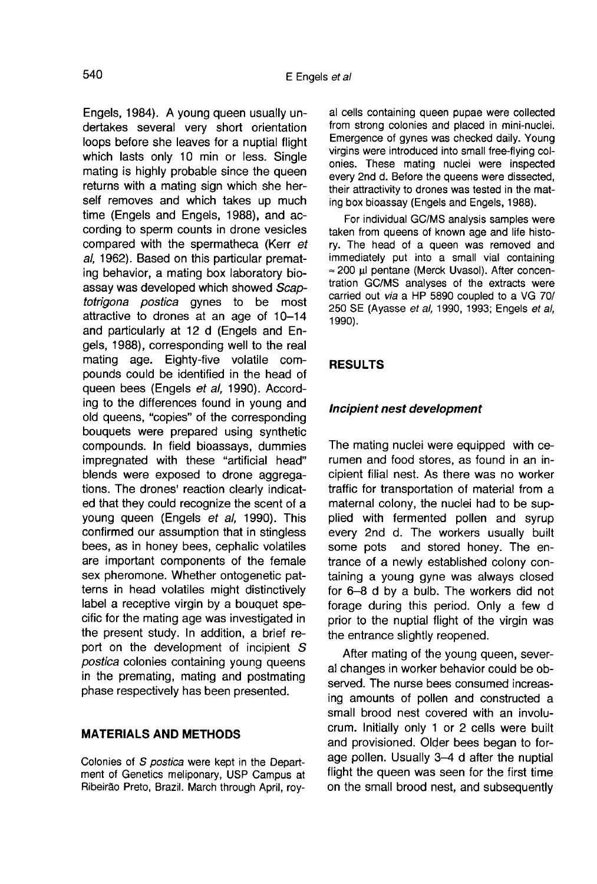Engels, 1984). A young queen usually undertakes several very short orientation loops before she leaves for a nuptial flight which lasts only 10 min or less. Single mating is highly probable since the queen returns with a mating sign which she herself removes and which takes up much time (Engels and Engels, 1988), and according to sperm counts in drone vesicles compared with the spermatheca (Kerr *et al*, 1962). Based on this particular premating behavior, a mating box laboratory bioassay was developed which showed *Scaptotrigona postica* gynes to be most attractive to drones at an age of 10–14 and particularly at 12 d (Engels and Engels, 1988), corresponding well to the real mating age. Eighty-five volatile compounds could be identified in the head of queen bees (Engels *et al*, 1990). According to the differences found in young and old queens, "copies" of the corresponding bouquets were prepared using synthetic compounds. In field bioassays, dummies impregnated with these "artificial head" blends were exposed to drone aggregations. The drones' reaction clearly indicated that they could recognize the scent of a young queen (Engels *et al*, 1990). This confirmed our assumption that in stingless bees, as in honey bees, cephalic volatiles are important components of the female sex pheromone. Whether ontogenetic patterns in head volatiles might distinctively label a receptive virgin by a bouquet specific for the mating age was investigated in the present study. In addition, a brief report on the development of incipient *S postica* colonies containing young queens in the premating, mating and postmating phase respectively has been presented.

## MATERIALS AND METHODS

Colonies of *S postica* were kept in the Department of Genetics meliponary, USP Campus at Ribeirão Preto, Brazil. March through April, royal cells containing queen pupae were collected from strong colonies and placed in mini-nuclei. Emergence of gynes was checked daily. Young virgins were introduced into small free-flying colonies. These mating nuclei were inspected every 2nd d. Before the queens were dissected, their attractivity to drones was tested in the mating box bioassay (Engels and Engels, 1988).

For individual GC/MS analysis samples were taken from queens of known age and life history. The head of a queen was removed and immediately put into a small vial containing ≈ 200 µl pentane (Merck Uvasol). After concentration GC/MS analyses of the extracts were carried out *via* a HP 5890 coupled to a VG 70/250 SE (Ayasse *et al*, 1990, 1993; Engels *et al*, 1990).

## RESULTS

### *Incipient nest development*

The mating nuclei were equipped with cerumen and food stores, as found in an incipient filial nest. As there was no worker traffic for transportation of material from a maternal colony, the nuclei had to be supplied with fermented pollen and syrup every 2nd d. The workers usually built some pots and stored honey. The entrance of a newly established colony containing a young gyne was always closed for 6–8 d by a bulb. The workers did not forage during this period. Only a few d prior to the nuptial flight of the virgin was the entrance slightly reopened.

After mating of the young queen, several changes in worker behavior could be observed. The nurse bees consumed increasing amounts of pollen and constructed a small brood nest covered with an involucrum. Initially only 1 or 2 cells were built and provisioned. Older bees began to forage pollen. Usually 3–4 d after the nuptial flight the queen was seen for the first time on the small brood nest, and subsequently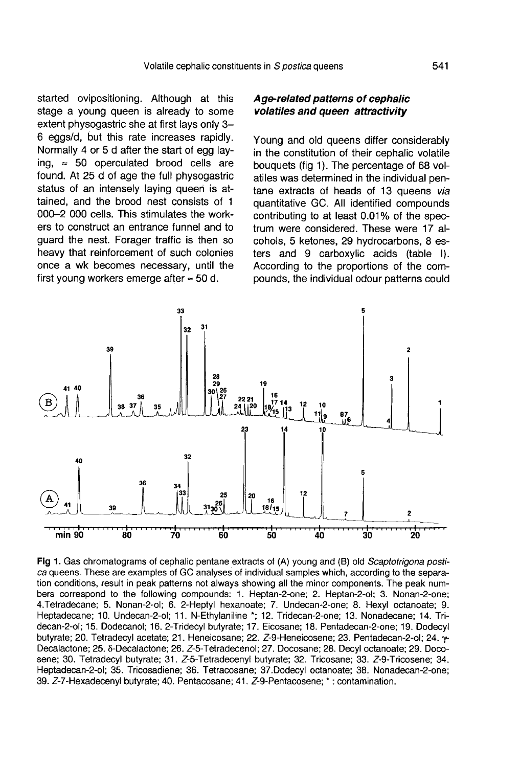started ovipositioning. Although at this stage a young queen is already to some extent physogastric she at first lays only 3–6 eggs/d, but this rate increases rapidly. Normally 4 or 5 d after the start of egg laying, ≈ 50 operculated brood cells are found. At 25 d of age the full physogastric status of an intensely laying queen is attained, and the brood nest consists of 1 000–2 000 cells. This stimulates the workers to construct an entrance funnel and to guard the nest. Forager traffic is then so heavy that reinforcement of such colonies once a wk becomes necessary, until the first young workers emerge after ≈ 50 d.

### *Age-related patterns of cephalic volatiles and queen attractivity*

Young and old queens differ considerably in the constitution of their cephalic volatile bouquets (fig 1). The percentage of 68 volatiles was determined in the individual pentane extracts of heads of 13 queens *via* quantitative GC. All identified compounds contributing to at least 0.01% of the spectrum were considered. These were 17 alcohols, 5 ketones, 29 hydrocarbons, 8 esters and 9 carboxylic acids (table I). According to the proportions of the compounds, the individual odour patterns could

**Fig 1.** Gas chromatograms of cephalic pentane extracts of (A) young and (B) old *Scaptotrigona postica* queens. These are examples of GC analyses of individual samples which, according to the separation conditions, result in peak patterns not always showing all the minor components. The peak numbers correspond to the following compounds: 1. Heptan-2-one; 2. Heptan-2-ol; 3. Nonan-2-one; 4.Tetradecane; 5. Nonan-2-ol; 6. 2-Heptyl hexanoate; 7. Undecan-2-one; 8. Hexyl octanoate; 9. Heptadecane; 10. Undecan-2-ol; 11. N-Ethylaniline *; 12. Tridecan-2-one; 13. Nonadecane; 14. Tridecan-2-ol; 15. Dodecanol; 16. 2-Tridecyl butyrate; 17. Eicosane; 18. Pentadecan-2-one; 19. Dodecyl butyrate; 20. Tetradecyl acetate; 21. Heneicosane; 22. *Z*-9-Heneicosene; 23. Pentadecan-2-ol; 24. γ-Decalactone; 25. δ-Decalactone; 26. *Z*-5-Tetradecenol; 27. Docosane; 28. Decyl octanoate; 29. Docosene; 30. Tetradecyl butyrate; 31. *Z*-5-Tetradecenyl butyrate; 32. Tricosane; 33. *Z*-9-Tricosene; 34. Heptadecan-2-ol; 35. Tricosadiene; 36. Tetracosane; 37.Dodecyl octanoate; 38. Nonadecan-2-one; 39. *Z*-7-Hexadecenyl butyrate; 40. Pentacosane; 41. *Z*-9-Pentacosene; * : contamination.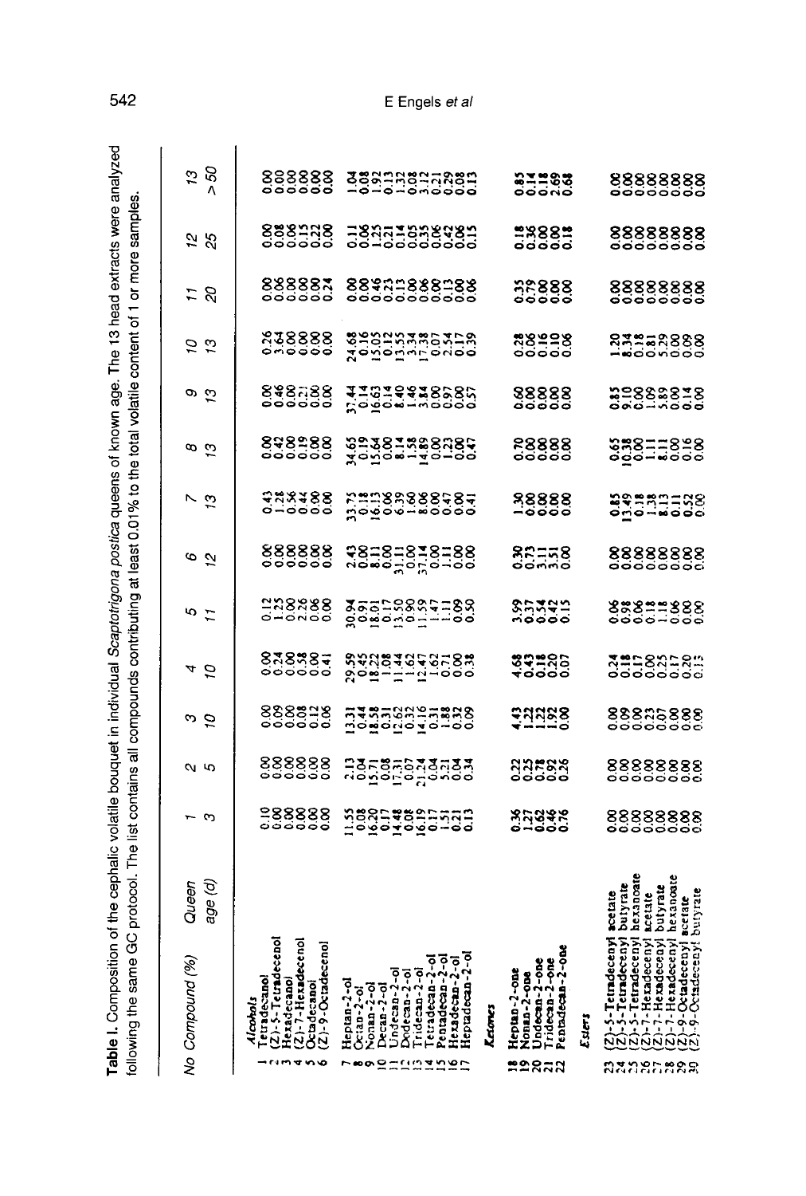**Table I.** Composition of the cephalic volatile bouquet in individual *Scaptotrigona postica* queens of known age. The 13 head extracts were analyzed following the same GC protocol. The list contains all compounds contributing at least 0.01% to the total volatile content of 1 or more samples.

| No | Compound (%) / Queen | 1 | 2 | 3 | 4 | 5 | 6 | 7 | 8 | 9 | 10 | 11 | 12 | 13 |
|---|---|---|---|---|---|---|---|---|---|---|---|---|---|---|
| | age (d) | 3 | 5 | 10 | 10 | 11 | 12 | 13 | 13 | 13 | 13 | 20 | 25 | >50 |
| | *Alcohols* | | | | | | | | | | | | | |
| 1 | Tetradecanol | 0.10 | 0.00 | 0.00 | 0.00 | 0.12 | 0.00 | 0.43 | 0.00 | 0.00 | 0.26 | 0.00 | 0.00 | 0.00 |
| 2 | (Z)-5-Tetradecenol | 0.00 | 0.00 | 0.09 | 0.24 | 1.25 | 0.00 | 1.28 | 0.42 | 0.46 | 3.64 | 0.06 | 0.08 | 0.00 |
| 3 | Hexadecanol | 0.00 | 0.00 | 0.00 | 0.00 | 0.00 | 0.00 | 0.56 | 0.00 | 0.00 | 0.00 | 0.00 | 0.06 | 0.00 |
| 4 | (Z)-7-Hexadecenol | 0.00 | 0.00 | 0.08 | 0.58 | 2.26 | 0.00 | 0.44 | 0.19 | 0.21 | 0.00 | 0.00 | 0.15 | 0.00 |
| 5 | Octadecanol | 0.00 | 0.00 | 0.12 | 0.00 | 0.06 | 0.00 | 0.00 | 0.00 | 0.00 | 0.00 | 0.00 | 0.22 | 0.00 |
| 6 | (Z)-9-Octadecenol | 0.00 | 0.00 | 0.06 | 0.41 | 0.00 | 0.00 | 0.00 | 0.00 | 0.00 | 0.00 | 0.24 | 0.00 | 0.00 |
| 7 | Heptan-2-ol | 11.55 | 2.13 | 13.31 | 29.59 | 30.94 | 2.43 | 33.75 | 34.65 | 37.44 | 24.68 | 0.00 | 0.11 | 1.04 |
| 8 | Octan-2-ol | 0.08 | 0.04 | 0.44 | 0.45 | 0.91 | 0.00 | 0.18 | 0.19 | 0.14 | 0.16 | 0.06 | 0.06 | 0.08 |
| 9 | Nonan-2-ol | 16.20 | 15.71 | 18.58 | 18.22 | 18.01 | 8.11 | 16.13 | 15.64 | 16.63 | 15.05 | 0.46 | 1.25 | 1.92 |
| 10 | Decan-2-ol | 0.17 | 0.08 | 0.31 | 1.08 | 0.17 | 0.00 | 0.06 | 0.00 | 0.14 | 0.12 | 0.23 | 0.21 | 0.13 |
| 11 | Undecan-2-ol | 14.48 | 17.31 | 12.62 | 11.44 | 13.50 | 31.11 | 6.39 | 8.14 | 8.40 | 13.55 | 0.13 | 0.14 | 1.32 |
| 12 | Dodecan-2-ol | 0.08 | 0.07 | 0.32 | 1.62 | 0.90 | 0.00 | 1.60 | 1.58 | 1.46 | 3.34 | 0.00 | 0.05 | 0.08 |
| 13 | Tridecan-2-ol | 16.19 | 21.24 | 14.16 | 12.47 | 11.59 | 37.14 | 8.06 | 14.89 | 3.84 | 17.38 | 0.06 | 0.35 | 3.12 |
| 14 | Tetradecan-2-ol | 0.17 | 0.04 | 0.31 | 1.62 | 1.47 | 0.00 | 0.00 | 0.00 | 0.00 | 0.07 | 0.00 | 0.06 | 0.21 |
| 15 | Pentadecan-2-ol | 1.51 | 5.21 | 1.88 | 0.71 | 1.11 | 1.11 | 0.47 | 1.23 | 0.97 | 2.54 | 0.13 | 0.42 | 0.29 |
| 16 | Hexadecan-2-ol | 0.21 | 0.04 | 0.32 | 0.00 | 0.09 | 0.00 | 0.00 | 0.00 | 0.00 | 0.17 | 0.00 | 0.06 | 0.08 |
| 17 | Heptadecan-2-ol | 0.13 | 0.34 | 0.09 | 0.38 | 0.50 | 0.00 | 0.41 | 0.47 | 0.57 | 0.39 | 0.06 | 0.15 | 0.13 |
| | *Ketones* | | | | | | | | | | | | | |
| 18 | Heptan-2-one | 0.36 | 0.22 | 4.43 | 4.68 | 3.99 | 0.30 | 1.30 | 0.70 | 0.60 | 0.28 | 0.35 | 0.18 | 0.85 |
| 19 | Nonan-2-one | 1.27 | 0.25 | 1.22 | 0.43 | 0.37 | 0.73 | 0.00 | 0.00 | 0.00 | 0.06 | 0.79 | 0.36 | 0.14 |
| 20 | Undecan-2-one | 0.62 | 0.78 | 1.22 | 0.18 | 0.54 | 3.11 | 0.00 | 0.00 | 0.00 | 0.16 | 0.00 | 0.00 | 0.18 |
| 21 | Tridecan-2-one | 0.46 | 0.92 | 1.92 | 0.20 | 0.42 | 3.51 | 0.00 | 0.00 | 0.00 | 0.10 | 0.00 | 0.00 | 2.69 |
| 22 | Pentadecan-2-one | 0.76 | 0.26 | 0.00 | 0.07 | 0.15 | 0.00 | 0.00 | 0.00 | 0.00 | 0.06 | 0.00 | 0.18 | 0.68 |
| | *Esters* | | | | | | | | | | | | | |
| 23 | (Z)-5-Tetradecenyl acetate | 0.00 | 0.00 | 0.00 | 0.24 | 0.06 | 0.00 | 0.85 | 0.65 | 0.85 | 1.20 | 0.00 | 0.00 | 0.00 |
| 24 | (Z)-5-Tetradecenyl butyrate | 0.00 | 0.00 | 0.00 | 0.18 | 0.98 | 0.00 | 13.49 | 10.38 | 9.10 | 8.34 | 0.00 | 0.00 | 0.00 |
| 25 | (Z)-5-Tetradecenyl hexanoate | 0.00 | 0.00 | 0.00 | 0.17 | 0.06 | 0.00 | 0.18 | 0.00 | 0.00 | 0.18 | 0.00 | 0.00 | 0.00 |
| 26 | (Z)-7-Hexadecenyl acetate | 0.00 | 0.00 | 0.23 | 0.00 | 0.18 | 0.00 | 1.38 | 1.11 | 1.09 | 0.81 | 0.00 | 0.00 | 0.00 |
| 27 | (Z)-7-Hexadecenyl butyrate | 0.00 | 0.00 | 0.07 | 0.25 | 1.18 | 0.00 | 8.13 | 8.11 | 5.89 | 5.29 | 0.00 | 0.00 | 0.00 |
| 28 | (Z)-7-Hexadecenyl hexanoate | 0.00 | 0.00 | 0.00 | 0.17 | 0.06 | 0.00 | 0.11 | 0.00 | 0.00 | 0.00 | 0.00 | 0.00 | 0.00 |
| 29 | (Z)-9-Octadecenyl acetate | 0.00 | 0.00 | 0.00 | 0.20 | 0.00 | 0.00 | 0.52 | 0.16 | 0.14 | 0.09 | 0.00 | 0.00 | 0.00 |
| 30 | (Z)-9-Octadecenyl butyrate | 0.00 | 0.00 | 0.00 | 0.13 | 0.00 | 0.00 | 0.00 | 0.00 | 0.00 | 0.00 | 0.00 | 0.00 | 0.00 |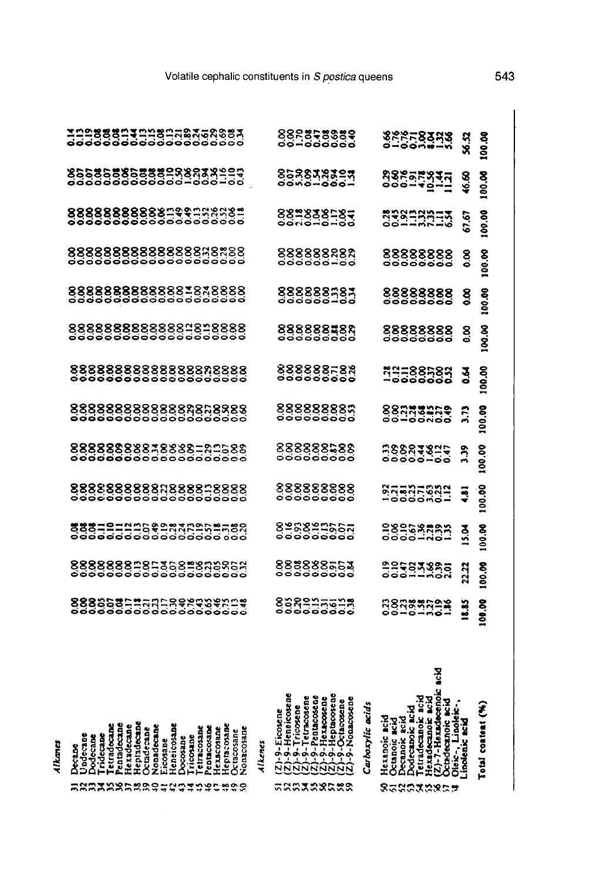| | | | | | | | | | | | | | | |
|---|---|---|---|---|---|---|---|---|---|---|---|---|---|---|
| | *Alkanes* | | | | | | | | | | | | | |
| 31 | Decane | 0.00 | 0.00 | 0.08 | 0.00 | 0.00 | 0.00 | 0.00 | 0.00 | 0.00 | 0.00 | 0.00 | 0.06 | 0.14 |
| 32 | Undecane | 0.00 | 0.00 | 0.08 | 0.00 | 0.00 | 0.00 | 0.00 | 0.00 | 0.00 | 0.00 | 0.00 | 0.07 | 0.13 |
| 33 | Dodecane | 0.00 | 0.00 | 0.08 | 0.00 | 0.00 | 0.00 | 0.00 | 0.00 | 0.00 | 0.00 | 0.00 | 0.07 | 0.19 |
| 34 | Tridecane | 0.05 | 0.00 | 0.11 | 0.00 | 0.00 | 0.00 | 0.00 | 0.00 | 0.00 | 0.00 | 0.00 | 0.08 | 0.08 |
| 35 | Tetradecane | 0.07 | 0.00 | 0.10 | 0.00 | 0.00 | 0.00 | 0.00 | 0.00 | 0.00 | 0.00 | 0.00 | 0.07 | 0.08 |
| 36 | Pentadecane | 0.08 | 0.00 | 0.11 | 0.00 | 0.09 | 0.00 | 0.00 | 0.00 | 0.00 | 0.00 | 0.00 | 0.08 | 0.08 |
| 37 | Hexadecane | 0.17 | 0.00 | 0.12 | 0.00 | 0.00 | 0.00 | 0.00 | 0.00 | 0.00 | 0.00 | 0.00 | 0.06 | 0.13 |
| 38 | Heptadecane | 0.18 | 0.13 | 0.13 | 0.00 | 0.06 | 0.00 | 0.00 | 0.00 | 0.00 | 0.00 | 0.00 | 0.07 | 0.44 |
| 39 | Octadecane | 0.21 | 0.00 | 0.07 | 0.00 | 0.00 | 0.00 | 0.00 | 0.00 | 0.00 | 0.00 | 0.00 | 0.08 | 0.13 |
| 40 | Nonadecane | 0.23 | 0.17 | 0.49 | 0.22 | 0.34 | 0.00 | 0.00 | 0.00 | 0.00 | 0.00 | 0.00 | 0.08 | 0.15 |
| 41 | Eicosane | 0.17 | 0.04 | 0.19 | 0.20 | 0.00 | 0.00 | 0.00 | 0.00 | 0.00 | 0.00 | 0.06 | 0.08 | 0.08 |
| 42 | Heneicosane | 0.30 | 0.07 | 0.28 | 0.00 | 0.06 | 0.00 | 0.00 | 0.00 | 0.00 | 0.00 | 0.13 | 0.10 | 0.13 |
| 43 | Docosane | 0.40 | 0.00 | 0.24 | 0.00 | 0.06 | 0.00 | 0.00 | 0.00 | 0.00 | 0.00 | 0.49 | 0.50 | 0.21 |
| 44 | Tricosane | 0.76 | 0.18 | 0.73 | 0.00 | 0.09 | 0.29 | 0.00 | 0.12 | 0.14 | 0.00 | 0.49 | 1.06 | 0.89 |
| 45 | Tetracosane | 0.43 | 0.06 | 0.19 | 0.00 | 0.11 | 0.00 | 0.00 | 0.00 | 0.24 | 0.32 | 0.13 | 0.20 | 0.24 |
| 46 | Pentacosane | 0.65 | 0.23 | 0.57 | 0.13 | 0.29 | 0.27 | 0.29 | 0.15 | 0.00 | 0.00 | 0.52 | 0.94 | 0.61 |
| 47 | Hexacosane | 0.46 | 0.05 | 0.18 | 0.00 | 0.13 | 0.00 | 0.00 | 0.00 | 0.00 | 0.28 | 0.26 | 0.36 | 0.29 |
| 48 | Heptacosane | 0.75 | 0.50 | 0.31 | 0.00 | 0.07 | 0.50 | 0.00 | 0.00 | 0.00 | 0.00 | 0.52 | 1.16 | 0.69 |
| 49 | Octacosane | 0.13 | 0.07 | 0.08 | 0.00 | 0.00 | 0.00 | 0.00 | 0.00 | 0.00 | 0.00 | 0.06 | 0.10 | 0.08 |
| 50 | Nonacosane | 0.48 | 0.32 | 0.20 | 0.00 | 0.09 | 0.60 | 0.00 | 0.00 | 0.00 | 0.00 | 0.18 | 0.43 | 0.34 |
| | *Alkenes* | | | | | | | | | | | | | |
| 51 | (Z)-9-Eicosene | 0.00 | 0.00 | 0.00 | 0.00 | 0.00 | 0.00 | 0.00 | 0.00 | 0.00 | 0.00 | 0.00 | 0.00 | 0.00 |
| 52 | (Z)-9-Heneicosene | 0.05 | 0.00 | 0.16 | 0.00 | 0.00 | 0.00 | 0.00 | 0.00 | 0.00 | 0.00 | 0.06 | 0.07 | 0.00 |
| 53 | (Z)-9-Tricosene | 0.20 | 0.08 | 0.93 | 0.00 | 0.00 | 0.00 | 0.00 | 0.00 | 0.00 | 0.00 | 2.18 | 5.30 | 1.70 |
| 54 | (Z)-9-Tetracosene | 0.10 | 0.00 | 0.06 | 0.00 | 0.00 | 0.00 | 0.00 | 0.00 | 0.00 | 0.00 | 0.06 | 0.09 | 0.08 |
| 55 | (Z)-9-Pentacosene | 0.15 | 0.06 | 0.16 | 0.00 | 0.00 | 0.00 | 0.00 | 0.00 | 0.00 | 0.00 | 1.04 | 1.54 | 0.47 |
| 56 | (Z)-9-Hexacosene | 0.31 | 0.00 | 0.13 | 0.00 | 0.02 | 0.00 | 0.00 | 0.00 | 0.00 | 0.00 | 0.06 | 0.26 | 0.08 |
| 57 | (Z)-9-Heptacosene | 0.61 | 0.91 | 0.97 | 0.00 | 0.87 | 0.00 | 0.71 | 0.88 | 1.33 | 1.20 | 1.17 | 0.94 | 0.69 |
| 58 | (Z)-9-Octacosene | 0.15 | 0.07 | 0.07 | 0.00 | 0.00 | 0.00 | 0.00 | 0.00 | 0.00 | 0.00 | 0.06 | 0.10 | 0.69 |
| 59 | (Z)-9-Nonacosene | 0.38 | 0.84 | 0.21 | 0.00 | 0.09 | 0.53 | 0.26 | 0.29 | 0.34 | 0.29 | 0.41 | 1.58 | 0.40 |
| | *Carboxylic acids* | | | | | | | | | | | | | |
| 60 | Hexanoic acid | 0.23 | 0.19 | 0.10 | 1.92 | 0.33 | 0.00 | 1.28 | 0.00 | 0.00 | 0.00 | 0.28 | 0.29 | 0.66 |
| 61 | Octanoic acid | 0.00 | 0.10 | 0.06 | 0.21 | 0.09 | 0.00 | 0.12 | 0.00 | 0.00 | 0.00 | 0.45 | 0.60 | 1.76 |
| 62 | Decanoic acid | 1.23 | 0.47 | 0.10 | 0.81 | 0.09 | 1.23 | 0.11 | 0.00 | 0.00 | 0.00 | 1.92 | 0.76 | 0.76 |
| 63 | Dodecanoic acid | 0.98 | 1.02 | 0.67 | 0.25 | 0.20 | 0.28 | 0.00 | 0.00 | 0.00 | 0.00 | 1.13 | 1.91 | 0.71 |
| 64 | Tetradecanoic acid | 1.58 | 1.54 | 1.36 | 0.71 | 0.44 | 0.68 | 0.00 | 0.00 | 0.00 | 0.00 | 3.32 | 4.78 | 3.00 |
| 65 | Hexadecanoic acid | 3.27 | 3.66 | 2.28 | 3.63 | 1.66 | 2.85 | 0.37 | 0.00 | 0.00 | 0.00 | 7.35 | 10.56 | 8.04 |
| 66 | (Z)-7-Hexadecenoic acid | 0.19 | 0.39 | 0.39 | 0.25 | 0.12 | 0.27 | 0.00 | 0.00 | 0.00 | 0.00 | 1.11 | 1.44 | 1.32 |
| 67 | Octadecanoic acid | 1.86 | 2.01 | 1.35 | 1.12 | 0.47 | 0.49 | 0.52 | 0.00 | 0.00 | 0.00 | 6.54 | 11.21 | 5.66 |
| 68 | Oleic-, Linoleic-, Linolenic acid | | | | | | | | | | | | | |
| | | 18.85 | 22.22 | 15.04 | 4.81 | 3.39 | 3.73 | 0.64 | 0.00 | 0.00 | 0.00 | 67.67 | 46.60 | 56.52 |
| | **Total content (%)** | 100.00 | 100.00 | 100.00 | 100.00 | 100.00 | 100.00 | 100.00 | 100.00 | 100.00 | 100.00 | 100.00 | 100.00 | 100.00 |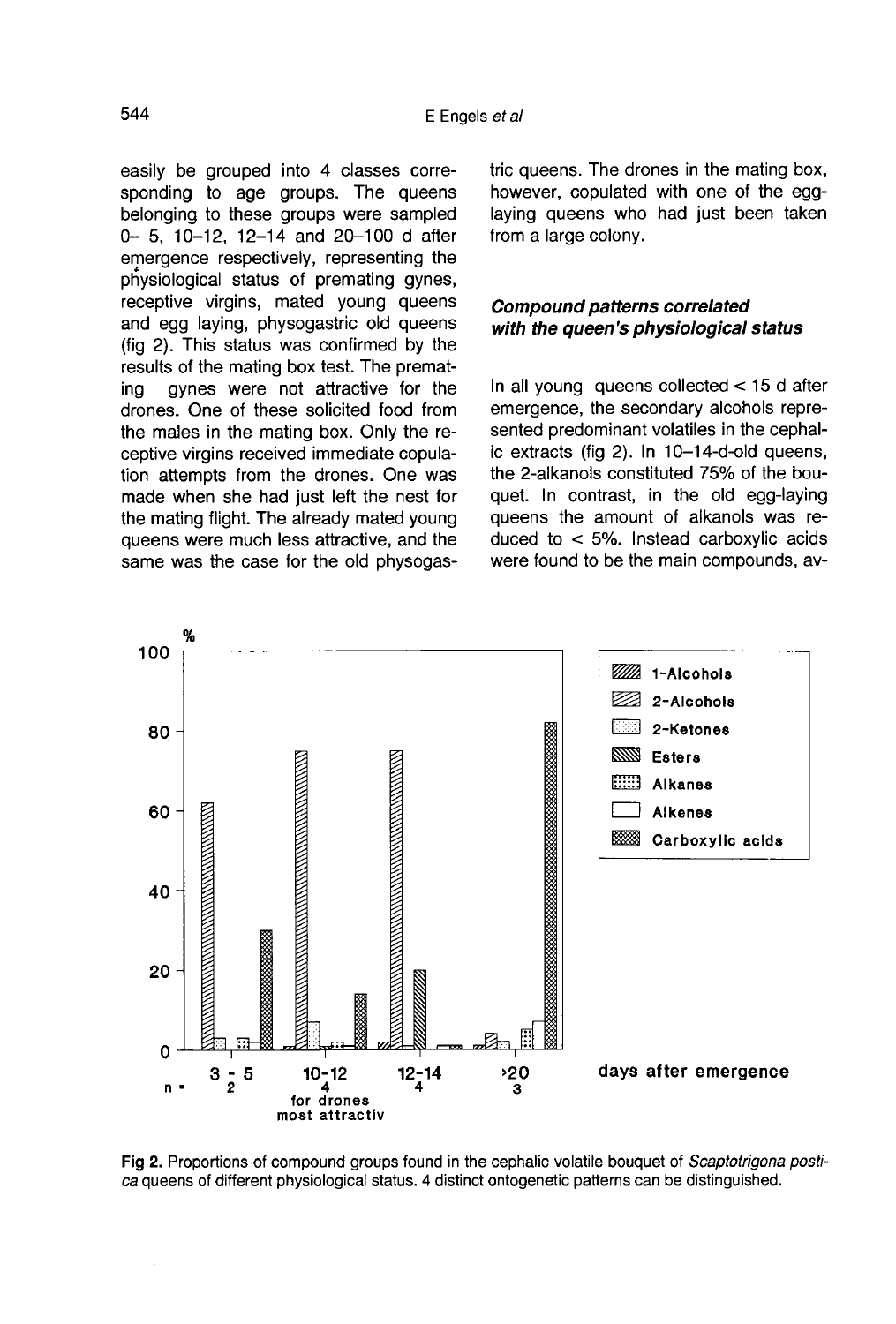easily be grouped into 4 classes corresponding to age groups. The queens belonging to these groups were sampled 0– 5, 10–12, 12–14 and 20–100 d after emergence respectively, representing the physiological status of premating gynes, receptive virgins, mated young queens and egg laying, physogastric old queens (fig 2). This status was confirmed by the results of the mating box test. The premating gynes were not attractive for the drones. One of these solicited food from the males in the mating box. Only the receptive virgins received immediate copulation attempts from the drones. One was made when she had just left the nest for the mating flight. The already mated young queens were much less attractive, and the same was the case for the old physogastric queens. The drones in the mating box, however, copulated with one of the egg-laying queens who had just been taken from a large colony.

### *Compound patterns correlated with the queen's physiological status*

In all young queens collected < 15 d after emergence, the secondary alcohols represented predominant volatiles in the cephalic extracts (fig 2). In 10–14-d-old queens, the 2-alkanols constituted 75% of the bouquet. In contrast, in the old egg-laying queens the amount of alkanols was reduced to < 5%. Instead carboxylic acids were found to be the main compounds, av-

**Fig 2.** Proportions of compound groups found in the cephalic volatile bouquet of *Scaptotrigona postica* queens of different physiological status. 4 distinct ontogenetic patterns can be distinguished.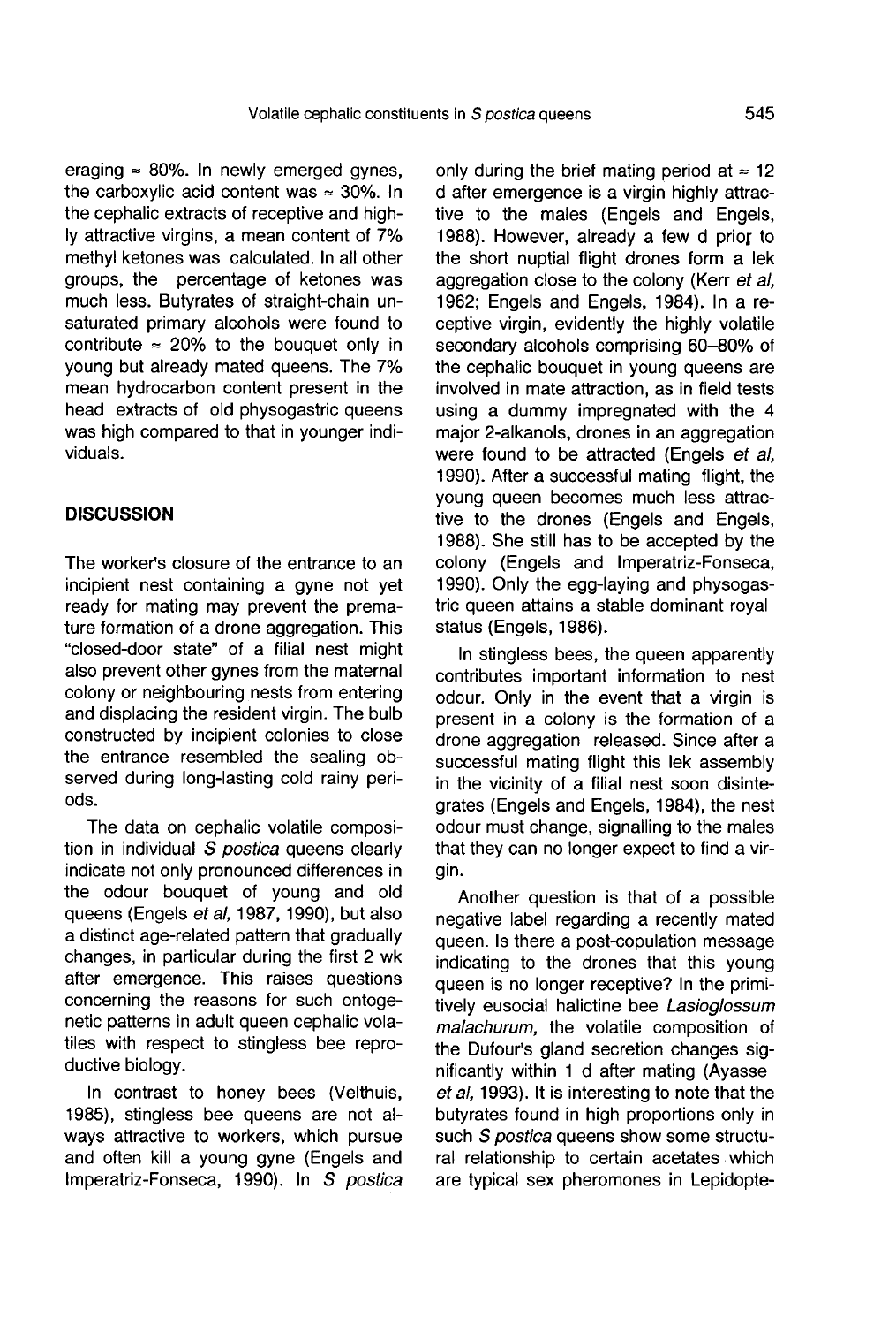eraging ≈ 80%. In newly emerged gynes, the carboxylic acid content was ≈ 30%. In the cephalic extracts of receptive and highly attractive virgins, a mean content of 7% methyl ketones was calculated. In all other groups, the percentage of ketones was much less. Butyrates of straight-chain unsaturated primary alcohols were found to contribute ≈ 20% to the bouquet only in young but already mated queens. The 7% mean hydrocarbon content present in the head extracts of old physogastric queens was high compared to that in younger individuals.

## DISCUSSION

The worker's closure of the entrance to an incipient nest containing a gyne not yet ready for mating may prevent the premature formation of a drone aggregation. This "closed-door state" of a filial nest might also prevent other gynes from the maternal colony or neighbouring nests from entering and displacing the resident virgin. The bulb constructed by incipient colonies to close the entrance resembled the sealing observed during long-lasting cold rainy periods.

The data on cephalic volatile composition in individual *S postica* queens clearly indicate not only pronounced differences in the odour bouquet of young and old queens (Engels *et al*, 1987, 1990), but also a distinct age-related pattern that gradually changes, in particular during the first 2 wk after emergence. This raises questions concerning the reasons for such ontogenetic patterns in adult queen cephalic volatiles with respect to stingless bee reproductive biology.

In contrast to honey bees (Velthuis, 1985), stingless bee queens are not always attractive to workers, which pursue and often kill a young gyne (Engels and Imperatriz-Fonseca, 1990). In *S postica* only during the brief mating period at ≈ 12 d after emergence is a virgin highly attractive to the males (Engels and Engels, 1988). However, already a few d prior to the short nuptial flight drones form a lek aggregation close to the colony (Kerr *et al*, 1962; Engels and Engels, 1984). In a receptive virgin, evidently the highly volatile secondary alcohols comprising 60–80% of the cephalic bouquet in young queens are involved in mate attraction, as in field tests using a dummy impregnated with the 4 major 2-alkanols, drones in an aggregation were found to be attracted (Engels *et al*, 1990). After a successful mating flight, the young queen becomes much less attractive to the drones (Engels and Engels, 1988). She still has to be accepted by the colony (Engels and Imperatriz-Fonseca, 1990). Only the egg-laying and physogastric queen attains a stable dominant royal status (Engels, 1986).

In stingless bees, the queen apparently contributes important information to nest odour. Only in the event that a virgin is present in a colony is the formation of a drone aggregation released. Since after a successful mating flight this lek assembly in the vicinity of a filial nest soon disintegrates (Engels and Engels, 1984), the nest odour must change, signalling to the males that they can no longer expect to find a virgin.

Another question is that of a possible negative label regarding a recently mated queen. Is there a post-copulation message indicating to the drones that this young queen is no longer receptive? In the primitively eusocial halictine bee *Lasioglossum malachurum*, the volatile composition of the Dufour's gland secretion changes significantly within 1 d after mating (Ayasse *et al*, 1993). It is interesting to note that the butyrates found in high proportions only in such *S postica* queens show some structural relationship to certain acetates which are typical sex pheromones in Lepidopte-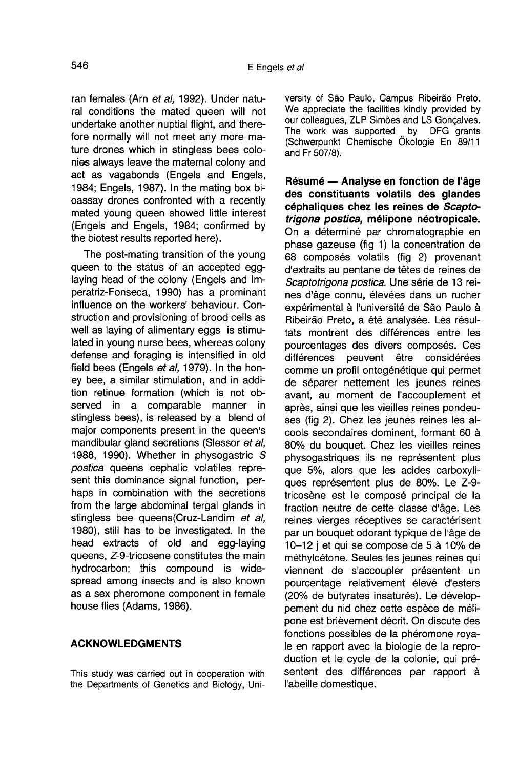ran females (Arn *et al*, 1992). Under natural conditions the mated queen will not undertake another nuptial flight, and therefore normally will not meet any more mature drones which in stingless bees colonies always leave the maternal colony and act as vagabonds (Engels and Engels, 1984; Engels, 1987). In the mating box bioassay drones confronted with a recently mated young queen showed little interest (Engels and Engels, 1984; confirmed by the biotest results reported here).

The post-mating transition of the young queen to the status of an accepted egg-laying head of the colony (Engels and Imperatriz-Fonseca, 1990) has a prominant influence on the workers' behaviour. Construction and provisioning of brood cells as well as laying of alimentary eggs is stimulated in young nurse bees, whereas colony defense and foraging is intensified in old field bees (Engels *et al*, 1979). In the honey bee, a similar stimulation, and in addition retinue formation (which is not observed in a comparable manner in stingless bees), is released by a blend of major components present in the queen's mandibular gland secretions (Slessor *et al*, 1988, 1990). Whether in physogastric *S postica* queens cephalic volatiles represent this dominance signal function, perhaps in combination with the secretions from the large abdominal tergal glands in stingless bee queens(Cruz-Landim *et al*, 1980), still has to be investigated. In the head extracts of old and egg-laying queens, *Z*-9-tricosene constitutes the main hydrocarbon; this compound is widespread among insects and is also known as a sex pheromone component in female house flies (Adams, 1986).

## ACKNOWLEDGMENTS

This study was carried out in cooperation with the Departments of Genetics and Biology, University of São Paulo, Campus Ribeirão Preto. We appreciate the facilities kindly provided by our colleagues, ZLP Simões and LS Gonçalves. The work was supported by DFG grants (Schwerpunkt Chemische Ökologie En 89/11 and Fr 507/8).

**Résumé — Analyse en fonction de l'âge des constituants volatils des glandes céphaliques chez les reines de *Scaptotrigona postica*, mélipone néotropicale.** On a déterminé par chromatographie en phase gazeuse (fig 1) la concentration de 68 composés volatils (fig 2) provenant d'extraits au pentane de têtes de reines de *Scaptotrigona postica*. Une série de 13 reines d'âge connu, élevées dans un rucher expérimental à l'université de São Paulo à Ribeirão Preto, a été analysée. Les résultats montrent des différences entre les pourcentages des divers composés. Ces différences peuvent être considérées comme un profil ontogénétique qui permet de séparer nettement les jeunes reines avant, au moment de l'accouplement et après, ainsi que les vieilles reines pondeuses (fig 2). Chez les jeunes reines les alcools secondaires dominent, formant 60 à 80% du bouquet. Chez les vieilles reines physogastriques ils ne représentent plus que 5%, alors que les acides carboxyliques représentent plus de 80%. Le Z-9-tricosène est le composé principal de la fraction neutre de cette classe d'âge. Les reines vierges réceptives se caractérisent par un bouquet odorant typique de l'âge de 10–12 j et qui se compose de 5 à 10% de méthylcétone. Seules les jeunes reines qui viennent de s'accoupler présentent un pourcentage relativement élevé d'esters (20% de butyrates insaturés). Le développement du nid chez cette espèce de mélipone est brièvement décrit. On discute des fonctions possibles de la phéromone royale en rapport avec la biologie de la reproduction et le cycle de la colonie, qui présentent des différences par rapport à l'abeille domestique.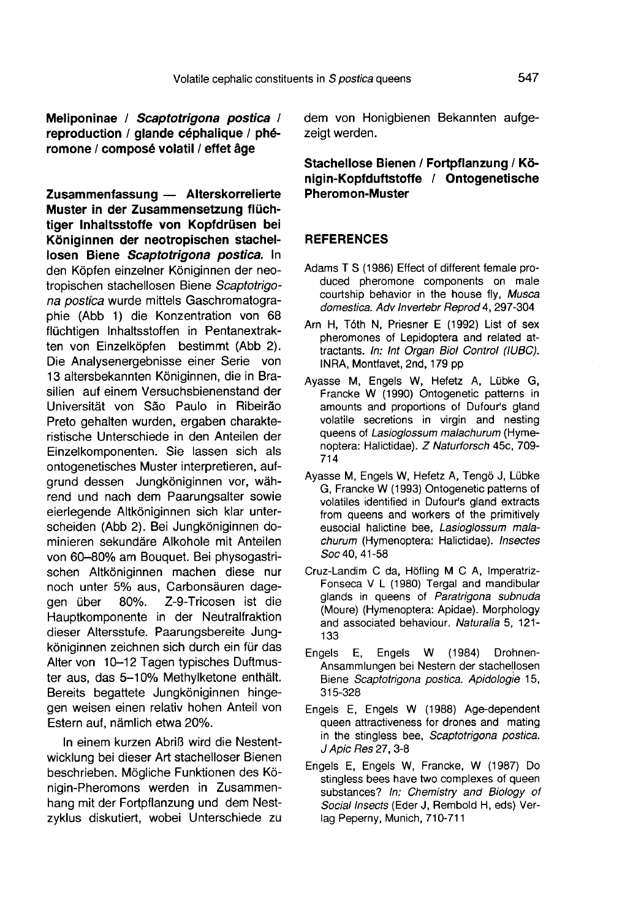**Meliponinae / *Scaptotrigona postica* / reproduction / glande céphalique / phéromone / composé volatil / effet âge**

**Zusammenfassung — Alterskorrelierte Muster in der Zusammensetzung flüchtiger Inhaltsstoffe von Kopfdrüsen bei Königinnen der neotropischen stachellosen Biene *Scaptotrigona postica*.** In den Köpfen einzelner Königinnen der neotropischen stachellosen Biene *Scaptotrigona postica* wurde mittels Gaschromatographie (Abb 1) die Konzentration von 68 flüchtigen Inhaltsstoffen in Pentanextrakten von Einzelköpfen bestimmt (Abb 2). Die Analysenergebnisse einer Serie von 13 altersbekannten Königinnen, die in Brasilien auf einem Versuchsbienenstand der Universität von São Paulo in Ribeirão Preto gehalten wurden, ergaben charakteristische Unterschiede in den Anteilen der Einzelkomponenten. Sie lassen sich als ontogenetisches Muster interpretieren, aufgrund dessen Jungköniginnen vor, während und nach dem Paarungsalter sowie eierlegende Altköniginnen sich klar unterscheiden (Abb 2). Bei Jungköniginnen dominieren sekundäre Alkohole mit Anteilen von 60–80% am Bouquet. Bei physogastrischen Altköniginnen machen diese nur noch unter 5% aus, Carbonsäuren dagegen über 80%. Z-9-Tricosen ist die Hauptkomponente in der Neutralfraktion dieser Altersstufe. Paarungsbereite Jungköniginnen zeichnen sich durch ein für das Alter von 10–12 Tagen typisches Duftmuster aus, das 5–10% Methylketone enthält. Bereits begattete Jungköniginnen hingegen weisen einen relativ hohen Anteil von Estern auf, nämlich etwa 20%.

In einem kurzen Abriß wird die Nestentwicklung bei dieser Art stachelloser Bienen beschrieben. Mögliche Funktionen des Königin-Pheromons werden in Zusammenhang mit der Fortpflanzung und dem Nestzyklus diskutiert, wobei Unterschiede zu dem von Honigbienen Bekannten aufgezeigt werden.

**Stachellose Bienen / Fortpflanzung / Königin-Kopfduftstoffe / Ontogenetische Pheromon-Muster**

## REFERENCES

Adams T S (1986) Effect of different female produced pheromone components on male courtship behavior in the house fly, *Musca domestica*. *Adv Invertebr Reprod* 4, 297-304

Arn H, Tóth N, Priesner E (1992) List of sex pheromones of Lepidoptera and related attractants. *In: Int Organ Biol Control (IUBC)*. INRA, Montfavet, 2nd, 179 pp

Ayasse M, Engels W, Hefetz A, Lübke G, Francke W (1990) Ontogenetic patterns in amounts and proportions of Dufour's gland volatile secretions in virgin and nesting queens of *Lasioglossum malachurum* (Hymenoptera: Halictidae). *Z Naturforsch* 45c, 709-714

Ayasse M, Engels W, Hefetz A, Tengö J, Lübke G, Francke W (1993) Ontogenetic patterns of volatiles identified in Dufour's gland extracts from queens and workers of the primitively eusocial halictine bee, *Lasioglossum malachurum* (Hymenoptera: Halictidae). *Insectes Soc* 40, 41-58

Cruz-Landim C da, Höfling M C A, Imperatriz-Fonseca V L (1980) Tergal and mandibular glands in queens of *Paratrigona subnuda* (Moure) (Hymenoptera: Apidae). Morphology and associated behaviour. *Naturalia* 5, 121-133

Engels E, Engels W (1984) Drohnen-Ansammlungen bei Nestern der stachellosen Biene *Scaptotrigona postica*. *Apidologie* 15, 315-328

Engels E, Engels W (1988) Age-dependent queen attractiveness for drones and mating in the stingless bee, *Scaptotrigona postica*. *J Apic Res* 27, 3-8

Engels E, Engels W, Francke, W (1987) Do stingless bees have two complexes of queen substances? *In: Chemistry and Biology of Social Insects* (Eder J, Rembold H, eds) Verlag Peperny, Munich, 710-711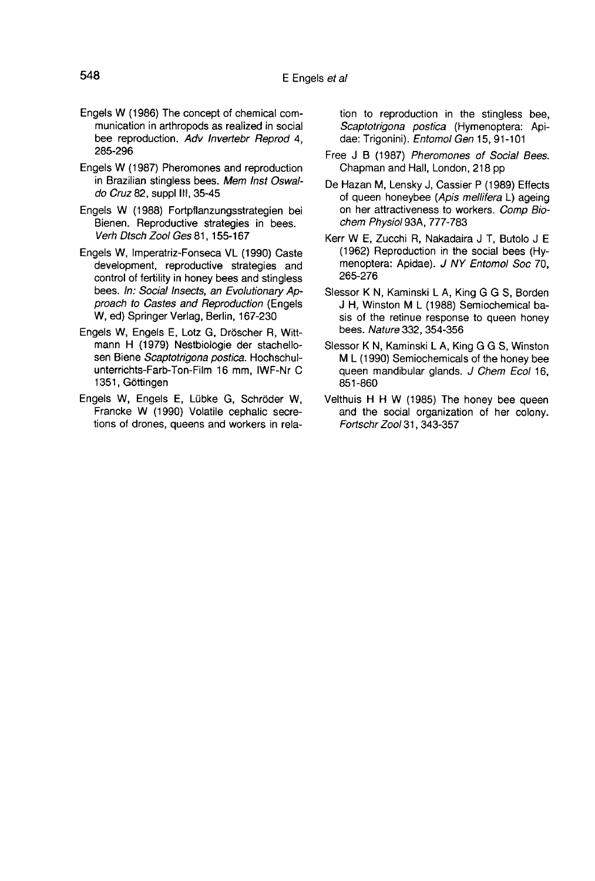Engels W (1986) The concept of chemical communication in arthropods as realized in social bee reproduction. *Adv Invertebr Reprod* 4, 285-296

Engels W (1987) Pheromones and reproduction in Brazilian stingless bees. *Mem Inst Oswaldo Cruz* 82, suppl III, 35-45

Engels W (1988) Fortpflanzungsstrategien bei Bienen. Reproductive strategies in bees. *Verh Dtsch Zool Ges* 81, 155-167

Engels W, Imperatriz-Fonseca VL (1990) Caste development, reproductive strategies and control of fertility in honey bees and stingless bees. *In: Social Insects, an Evolutionary Approach to Castes and Reproduction* (Engels W, ed) Springer Verlag, Berlin, 167-230

Engels W, Engels E, Lotz G, Dröscher R, Wittmann H (1979) Nestbiologie der stachellosen Biene *Scaptotrigona postica*. Hochschulunterrichts-Farb-Ton-Film 16 mm, IWF-Nr C 1351, Göttingen

Engels W, Engels E, Lübke G, Schröder W, Francke W (1990) Volatile cephalic secretions of drones, queens and workers in relation to reproduction in the stingless bee, *Scaptotrigona postica* (Hymenoptera: Apidae: Trigonini). *Entomol Gen* 15, 91-101

Free J B (1987) *Pheromones of Social Bees*. Chapman and Hall, London, 218 pp

De Hazan M, Lensky J, Cassier P (1989) Effects of queen honeybee (*Apis mellifera* L) ageing on her attractiveness to workers. *Comp Biochem Physiol* 93A, 777-783

Kerr W E, Zucchi R, Nakadaira J T, Butolo J E (1962) Reproduction in the social bees (Hymenoptera: Apidae). *J NY Entomol Soc* 70, 265-276

Slessor K N, Kaminski L A, King G G S, Borden J H, Winston M L (1988) Semiochemical basis of the retinue response to queen honey bees. *Nature* 332, 354-356

Slessor K N, Kaminski L A, King G G S, Winston M L (1990) Semiochemicals of the honey bee queen mandibular glands. *J Chem Ecol* 16, 851-860

Velthuis H H W (1985) The honey bee queen and the social organization of her colony. *Fortschr Zool* 31, 343-357